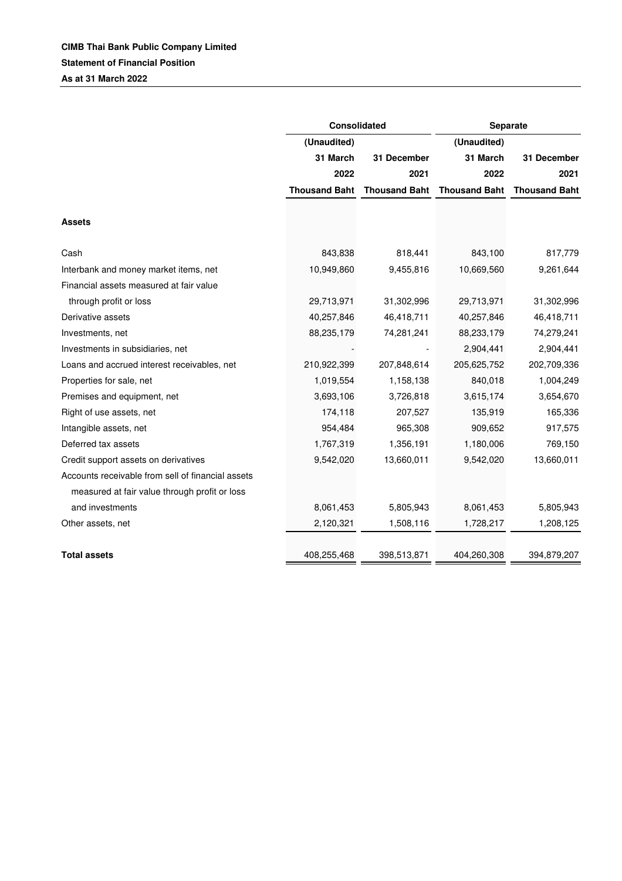**CIMB Thai Bank Public Company Limited**

**Statement of Financial Position**

**As at 31 March 2022**

| | Consolidated | | Separate | |
|---|---|---|---|---|
| | (Unaudited) | | (Unaudited) | |
| | 31 March 2022 | 31 December 2021 | 31 March 2022 | 31 December 2021 |
| | Thousand Baht | Thousand Baht | Thousand Baht | Thousand Baht |
| **Assets** | | | | |
| Cash | 843,838 | 818,441 | 843,100 | 817,779 |
| Interbank and money market items, net | 10,949,860 | 9,455,816 | 10,669,560 | 9,261,644 |
| Financial assets measured at fair value through profit or loss | 29,713,971 | 31,302,996 | 29,713,971 | 31,302,996 |
| Derivative assets | 40,257,846 | 46,418,711 | 40,257,846 | 46,418,711 |
| Investments, net | 88,235,179 | 74,281,241 | 88,233,179 | 74,279,241 |
| Investments in subsidiaries, net | - | - | 2,904,441 | 2,904,441 |
| Loans and accrued interest receivables, net | 210,922,399 | 207,848,614 | 205,625,752 | 202,709,336 |
| Properties for sale, net | 1,019,554 | 1,158,138 | 840,018 | 1,004,249 |
| Premises and equipment, net | 3,693,106 | 3,726,818 | 3,615,174 | 3,654,670 |
| Right of use assets, net | 174,118 | 207,527 | 135,919 | 165,336 |
| Intangible assets, net | 954,484 | 965,308 | 909,652 | 917,575 |
| Deferred tax assets | 1,767,319 | 1,356,191 | 1,180,006 | 769,150 |
| Credit support assets on derivatives | 9,542,020 | 13,660,011 | 9,542,020 | 13,660,011 |
| Accounts receivable from sell of financial assets measured at fair value through profit or loss and investments | 8,061,453 | 5,805,943 | 8,061,453 | 5,805,943 |
| Other assets, net | 2,120,321 | 1,508,116 | 1,728,217 | 1,208,125 |
| **Total assets** | 408,255,468 | 398,513,871 | 404,260,308 | 394,879,207 |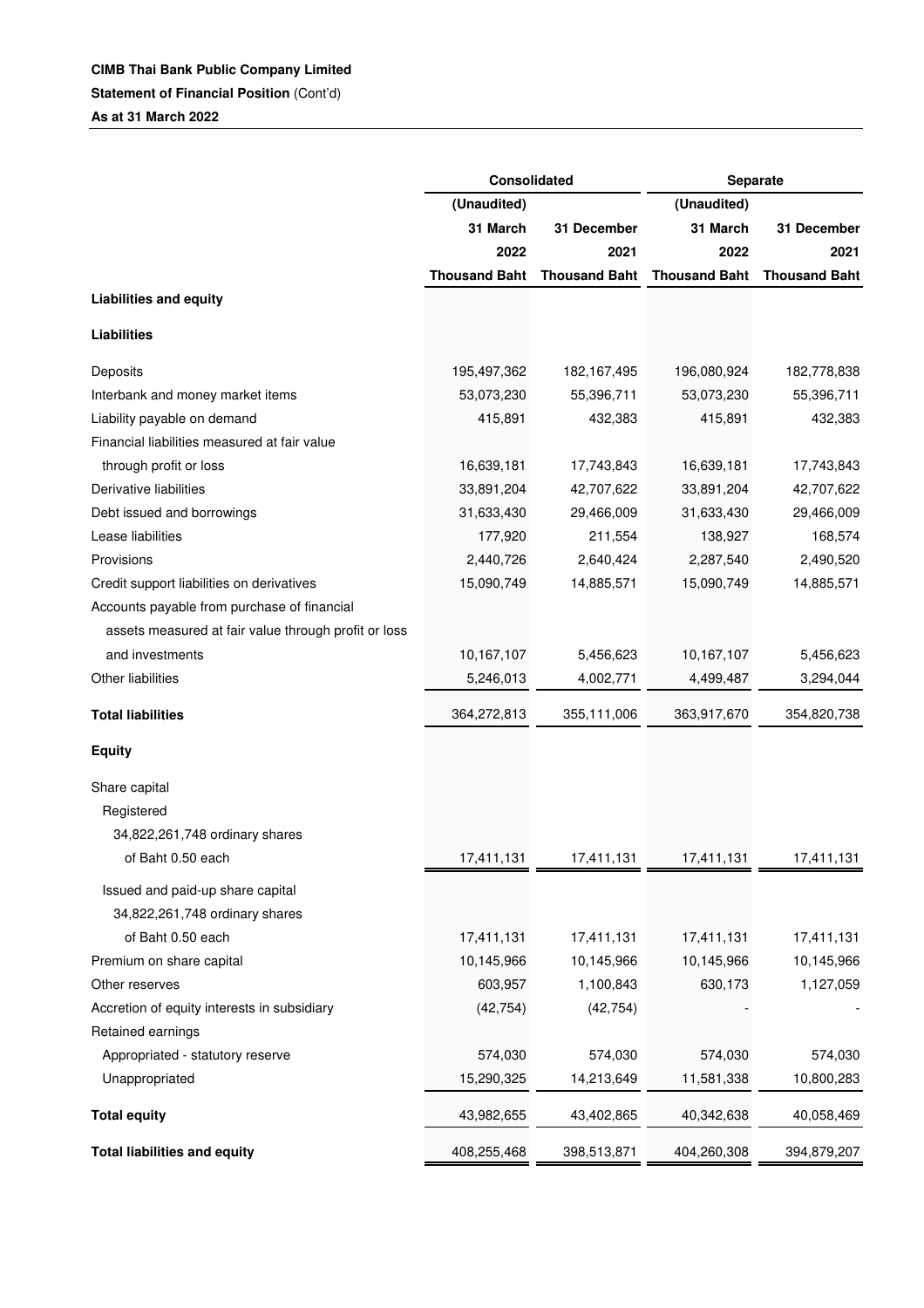**CIMB Thai Bank Public Company Limited**

**Statement of Financial Position** (Cont'd)

**As at 31 March 2022**

| | Consolidated | | Separate | |
|---|---|---|---|---|
| | (Unaudited) | | (Unaudited) | |
| | 31 March 2022 | 31 December 2021 | 31 March 2022 | 31 December 2021 |
| | Thousand Baht | Thousand Baht | Thousand Baht | Thousand Baht |
| **Liabilities and equity** | | | | |
| **Liabilities** | | | | |
| Deposits | 195,497,362 | 182,167,495 | 196,080,924 | 182,778,838 |
| Interbank and money market items | 53,073,230 | 55,396,711 | 53,073,230 | 55,396,711 |
| Liability payable on demand | 415,891 | 432,383 | 415,891 | 432,383 |
| Financial liabilities measured at fair value through profit or loss | 16,639,181 | 17,743,843 | 16,639,181 | 17,743,843 |
| Derivative liabilities | 33,891,204 | 42,707,622 | 33,891,204 | 42,707,622 |
| Debt issued and borrowings | 31,633,430 | 29,466,009 | 31,633,430 | 29,466,009 |
| Lease liabilities | 177,920 | 211,554 | 138,927 | 168,574 |
| Provisions | 2,440,726 | 2,640,424 | 2,287,540 | 2,490,520 |
| Credit support liabilities on derivatives | 15,090,749 | 14,885,571 | 15,090,749 | 14,885,571 |
| Accounts payable from purchase of financial assets measured at fair value through profit or loss and investments | 10,167,107 | 5,456,623 | 10,167,107 | 5,456,623 |
| Other liabilities | 5,246,013 | 4,002,771 | 4,499,487 | 3,294,044 |
| **Total liabilities** | 364,272,813 | 355,111,006 | 363,917,670 | 354,820,738 |
| **Equity** | | | | |
| Share capital | | | | |
| Registered | | | | |
| 34,822,261,748 ordinary shares of Baht 0.50 each | 17,411,131 | 17,411,131 | 17,411,131 | 17,411,131 |
| Issued and paid-up share capital | | | | |
| 34,822,261,748 ordinary shares of Baht 0.50 each | 17,411,131 | 17,411,131 | 17,411,131 | 17,411,131 |
| Premium on share capital | 10,145,966 | 10,145,966 | 10,145,966 | 10,145,966 |
| Other reserves | 603,957 | 1,100,843 | 630,173 | 1,127,059 |
| Accretion of equity interests in subsidiary | (42,754) | (42,754) | - | - |
| Retained earnings | | | | |
| Appropriated - statutory reserve | 574,030 | 574,030 | 574,030 | 574,030 |
| Unappropriated | 15,290,325 | 14,213,649 | 11,581,338 | 10,800,283 |
| **Total equity** | 43,982,655 | 43,402,865 | 40,342,638 | 40,058,469 |
| **Total liabilities and equity** | 408,255,468 | 398,513,871 | 404,260,308 | 394,879,207 |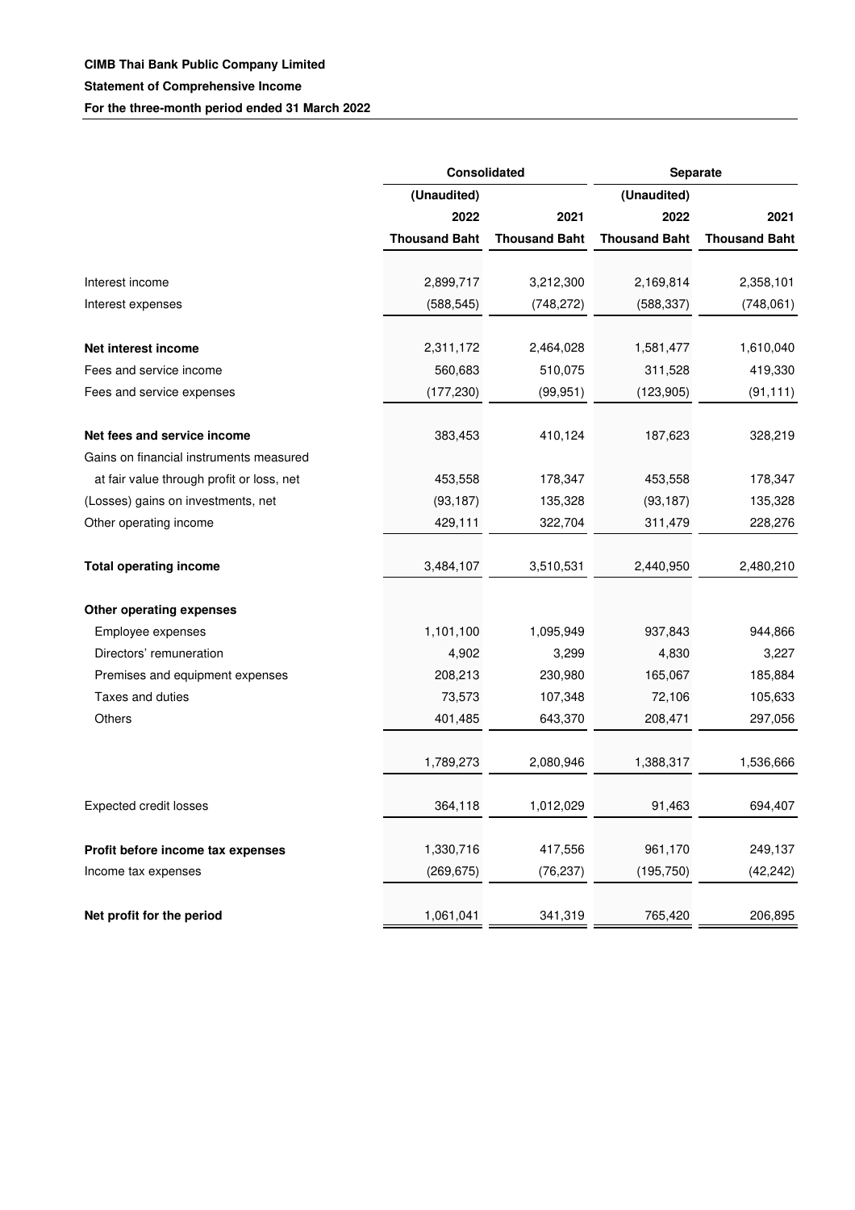**CIMB Thai Bank Public Company Limited**

**Statement of Comprehensive Income**

**For the three-month period ended 31 March 2022**

| | Consolidated | | Separate | |
|---|---|---|---|---|
| | (Unaudited) | | (Unaudited) | |
| | 2022 | 2021 | 2022 | 2021 |
| | Thousand Baht | Thousand Baht | Thousand Baht | Thousand Baht |
| Interest income | 2,899,717 | 3,212,300 | 2,169,814 | 2,358,101 |
| Interest expenses | (588,545) | (748,272) | (588,337) | (748,061) |
| **Net interest income** | 2,311,172 | 2,464,028 | 1,581,477 | 1,610,040 |
| Fees and service income | 560,683 | 510,075 | 311,528 | 419,330 |
| Fees and service expenses | (177,230) | (99,951) | (123,905) | (91,111) |
| **Net fees and service income** | 383,453 | 410,124 | 187,623 | 328,219 |
| Gains on financial instruments measured at fair value through profit or loss, net | 453,558 | 178,347 | 453,558 | 178,347 |
| (Losses) gains on investments, net | (93,187) | 135,328 | (93,187) | 135,328 |
| Other operating income | 429,111 | 322,704 | 311,479 | 228,276 |
| **Total operating income** | 3,484,107 | 3,510,531 | 2,440,950 | 2,480,210 |
| **Other operating expenses** | | | | |
| Employee expenses | 1,101,100 | 1,095,949 | 937,843 | 944,866 |
| Directors' remuneration | 4,902 | 3,299 | 4,830 | 3,227 |
| Premises and equipment expenses | 208,213 | 230,980 | 165,067 | 185,884 |
| Taxes and duties | 73,573 | 107,348 | 72,106 | 105,633 |
| Others | 401,485 | 643,370 | 208,471 | 297,056 |
| | 1,789,273 | 2,080,946 | 1,388,317 | 1,536,666 |
| Expected credit losses | 364,118 | 1,012,029 | 91,463 | 694,407 |
| **Profit before income tax expenses** | 1,330,716 | 417,556 | 961,170 | 249,137 |
| Income tax expenses | (269,675) | (76,237) | (195,750) | (42,242) |
| **Net profit for the period** | 1,061,041 | 341,319 | 765,420 | 206,895 |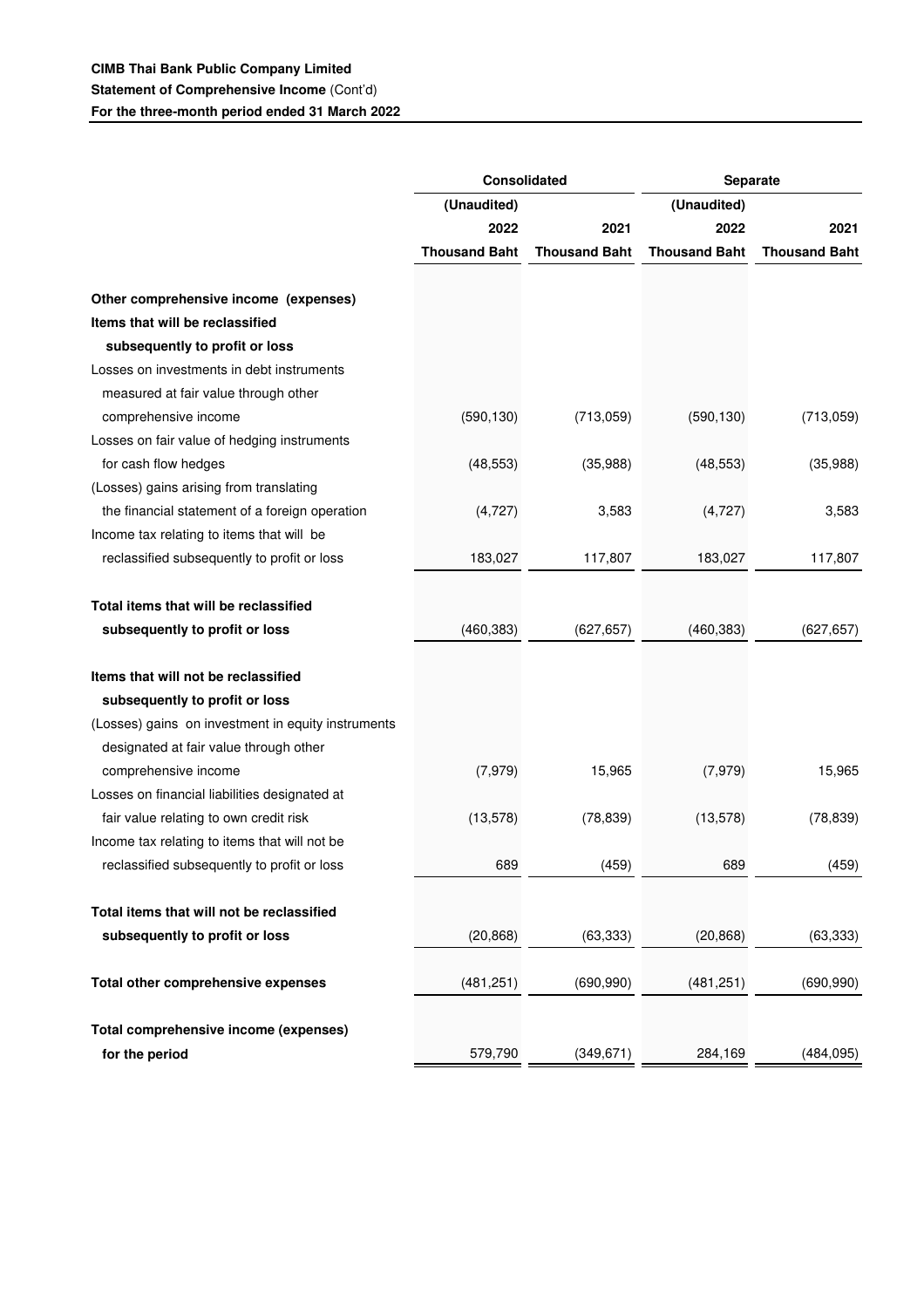**CIMB Thai Bank Public Company Limited**
**Statement of Comprehensive Income** (Cont'd)
**For the three-month period ended 31 March 2022**

| | Consolidated | | Separate | |
|---|---|---|---|---|
| | (Unaudited) | | (Unaudited) | |
| | 2022 | 2021 | 2022 | 2021 |
| | Thousand Baht | Thousand Baht | Thousand Baht | Thousand Baht |
| **Other comprehensive income (expenses)** | | | | |
| **Items that will be reclassified subsequently to profit or loss** | | | | |
| Losses on investments in debt instruments measured at fair value through other comprehensive income | (590,130) | (713,059) | (590,130) | (713,059) |
| Losses on fair value of hedging instruments for cash flow hedges | (48,553) | (35,988) | (48,553) | (35,988) |
| (Losses) gains arising from translating the financial statement of a foreign operation | (4,727) | 3,583 | (4,727) | 3,583 |
| Income tax relating to items that will be reclassified subsequently to profit or loss | 183,027 | 117,807 | 183,027 | 117,807 |
| **Total items that will be reclassified subsequently to profit or loss** | (460,383) | (627,657) | (460,383) | (627,657) |
| **Items that will not be reclassified subsequently to profit or loss** | | | | |
| (Losses) gains on investment in equity instruments designated at fair value through other comprehensive income | (7,979) | 15,965 | (7,979) | 15,965 |
| Losses on financial liabilities designated at fair value relating to own credit risk | (13,578) | (78,839) | (13,578) | (78,839) |
| Income tax relating to items that will not be reclassified subsequently to profit or loss | 689 | (459) | 689 | (459) |
| **Total items that will not be reclassified subsequently to profit or loss** | (20,868) | (63,333) | (20,868) | (63,333) |
| **Total other comprehensive expenses** | (481,251) | (690,990) | (481,251) | (690,990) |
| **Total comprehensive income (expenses) for the period** | 579,790 | (349,671) | 284,169 | (484,095) |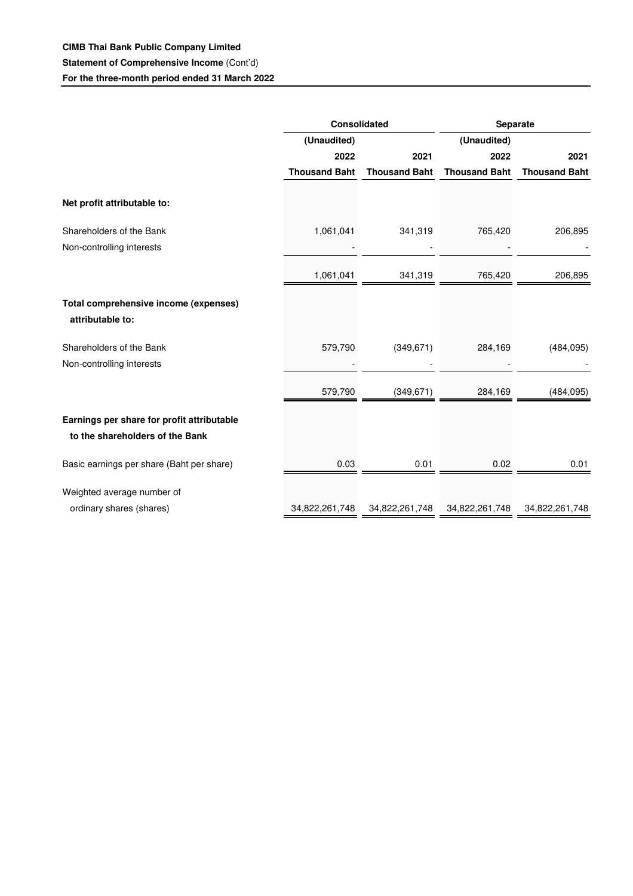**CIMB Thai Bank Public Company Limited**

**Statement of Comprehensive Income** (Cont'd)

**For the three-month period ended 31 March 2022**

| | Consolidated | | Separate | |
|---|---|---|---|---|
| | (Unaudited) | | (Unaudited) | |
| | 2022 | 2021 | 2022 | 2021 |
| | Thousand Baht | Thousand Baht | Thousand Baht | Thousand Baht |
| **Net profit attributable to:** | | | | |
| Shareholders of the Bank | 1,061,041 | 341,319 | 765,420 | 206,895 |
| Non-controlling interests | - | - | - | - |
| | 1,061,041 | 341,319 | 765,420 | 206,895 |
| **Total comprehensive income (expenses) attributable to:** | | | | |
| Shareholders of the Bank | 579,790 | (349,671) | 284,169 | (484,095) |
| Non-controlling interests | - | - | - | - |
| | 579,790 | (349,671) | 284,169 | (484,095) |
| **Earnings per share for profit attributable to the shareholders of the Bank** | | | | |
| Basic earnings per share (Baht per share) | 0.03 | 0.01 | 0.02 | 0.01 |
| Weighted average number of ordinary shares (shares) | 34,822,261,748 | 34,822,261,748 | 34,822,261,748 | 34,822,261,748 |